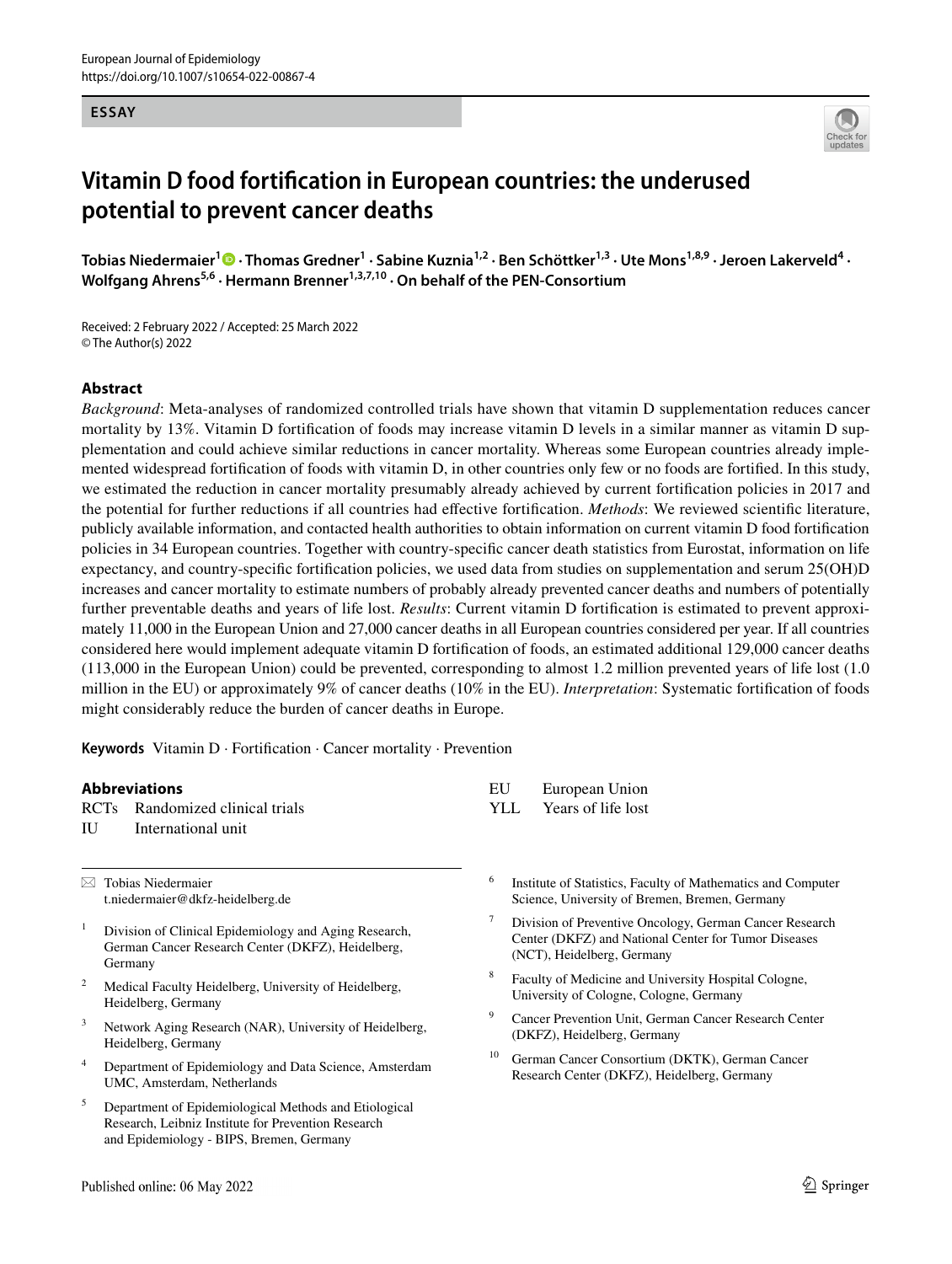ESSAY

# Vitamin D food fortification in European countries: the underused potential to prevent cancer deaths

**Tobias Niedermaier[1] · Thomas Gredner[1] · Sabine Kuznia[1,2] · Ben Schöttker[1,3] · Ute Mons[1,8,9] · Jeroen Lakerveld[4] · Wolfgang Ahrens[5,6] · Hermann Brenner[1,3,7,10] · On behalf of the PEN-Consortium**

Received: 2 February 2022 / Accepted: 25 March 2022
© The Author(s) 2022

## Abstract

*Background*: Meta-analyses of randomized controlled trials have shown that vitamin D supplementation reduces cancer mortality by 13%. Vitamin D fortification of foods may increase vitamin D levels in a similar manner as vitamin D supplementation and could achieve similar reductions in cancer mortality. Whereas some European countries already implemented widespread fortification of foods with vitamin D, in other countries only few or no foods are fortified. In this study, we estimated the reduction in cancer mortality presumably already achieved by current fortification policies in 2017 and the potential for further reductions if all countries had effective fortification. *Methods*: We reviewed scientific literature, publicly available information, and contacted health authorities to obtain information on current vitamin D food fortification policies in 34 European countries. Together with country-specific cancer death statistics from Eurostat, information on life expectancy, and country-specific fortification policies, we used data from studies on supplementation and serum 25(OH)D increases and cancer mortality to estimate numbers of probably already prevented cancer deaths and numbers of potentially further preventable deaths and years of life lost. *Results*: Current vitamin D fortification is estimated to prevent approximately 11,000 in the European Union and 27,000 cancer deaths in all European countries considered per year. If all countries considered here would implement adequate vitamin D fortification of foods, an estimated additional 129,000 cancer deaths (113,000 in the European Union) could be prevented, corresponding to almost 1.2 million prevented years of life lost (1.0 million in the EU) or approximately 9% of cancer deaths (10% in the EU). *Interpretation*: Systematic fortification of foods might considerably reduce the burden of cancer deaths in Europe.

**Keywords** Vitamin D · Fortification · Cancer mortality · Prevention

### Abbreviations

| | |
|---|---|
| RCTs | Randomized clinical trials |
| IU | International unit |
| EU | European Union |
| YLL | Years of life lost |

✉ Tobias Niedermaier
t.niedermaier@dkfz-heidelberg.de

[1] Division of Clinical Epidemiology and Aging Research, German Cancer Research Center (DKFZ), Heidelberg, Germany

[2] Medical Faculty Heidelberg, University of Heidelberg, Heidelberg, Germany

[3] Network Aging Research (NAR), University of Heidelberg, Heidelberg, Germany

[4] Department of Epidemiology and Data Science, Amsterdam UMC, Amsterdam, Netherlands

[5] Department of Epidemiological Methods and Etiological Research, Leibniz Institute for Prevention Research and Epidemiology - BIPS, Bremen, Germany

[6] Institute of Statistics, Faculty of Mathematics and Computer Science, University of Bremen, Bremen, Germany

[7] Division of Preventive Oncology, German Cancer Research Center (DKFZ) and National Center for Tumor Diseases (NCT), Heidelberg, Germany

[8] Faculty of Medicine and University Hospital Cologne, University of Cologne, Cologne, Germany

[9] Cancer Prevention Unit, German Cancer Research Center (DKFZ), Heidelberg, Germany

[10] German Cancer Consortium (DKTK), German Cancer Research Center (DKFZ), Heidelberg, Germany

Published online: 06 May 2022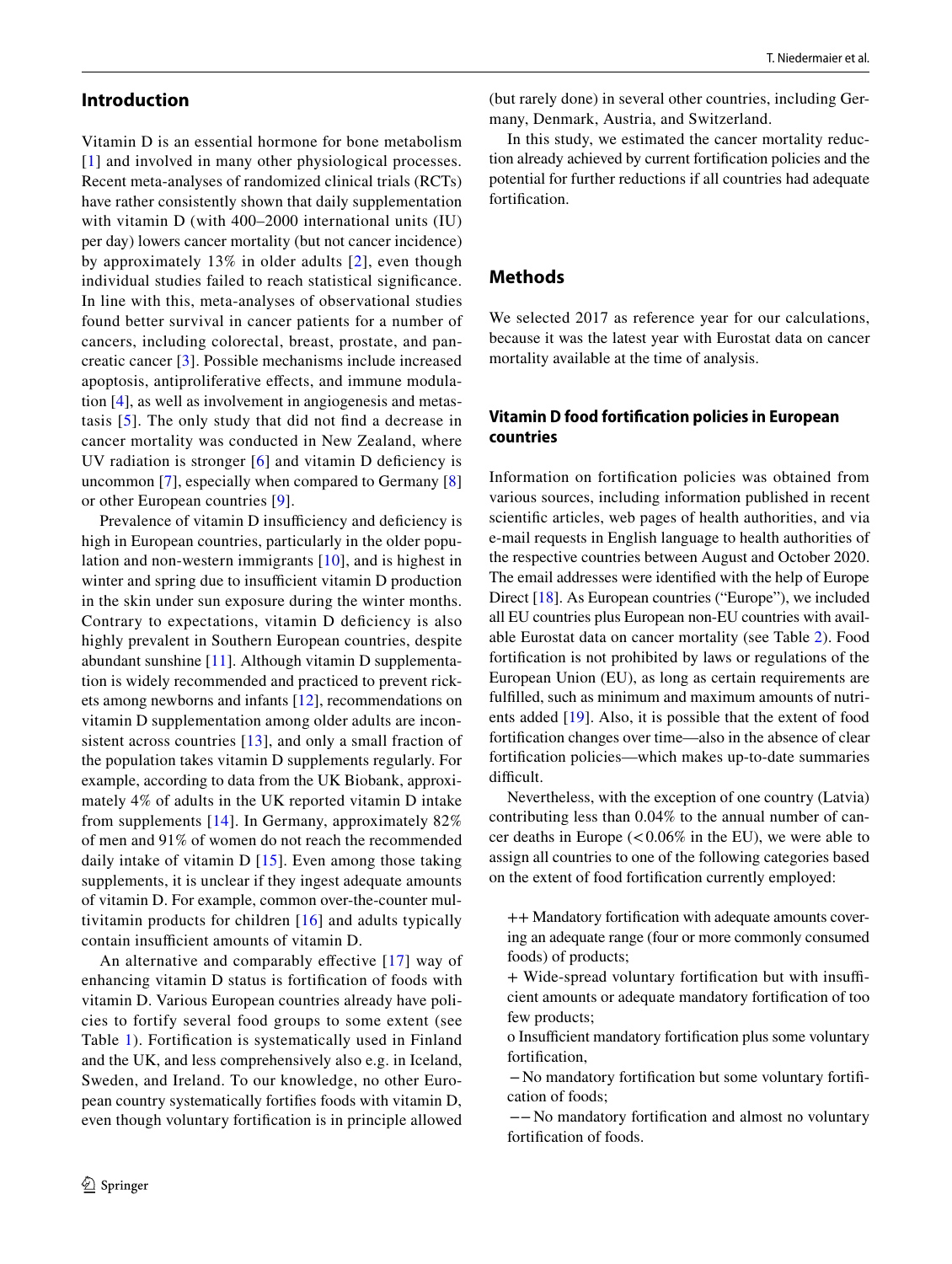## Introduction

Vitamin D is an essential hormone for bone metabolism [1] and involved in many other physiological processes. Recent meta-analyses of randomized clinical trials (RCTs) have rather consistently shown that daily supplementation with vitamin D (with 400–2000 international units (IU) per day) lowers cancer mortality (but not cancer incidence) by approximately 13% in older adults [2], even though individual studies failed to reach statistical significance. In line with this, meta-analyses of observational studies found better survival in cancer patients for a number of cancers, including colorectal, breast, prostate, and pancreatic cancer [3]. Possible mechanisms include increased apoptosis, antiproliferative effects, and immune modulation [4], as well as involvement in angiogenesis and metastasis [5]. The only study that did not find a decrease in cancer mortality was conducted in New Zealand, where UV radiation is stronger [6] and vitamin D deficiency is uncommon [7], especially when compared to Germany [8] or other European countries [9].

Prevalence of vitamin D insufficiency and deficiency is high in European countries, particularly in the older population and non-western immigrants [10], and is highest in winter and spring due to insufficient vitamin D production in the skin under sun exposure during the winter months. Contrary to expectations, vitamin D deficiency is also highly prevalent in Southern European countries, despite abundant sunshine [11]. Although vitamin D supplementation is widely recommended and practiced to prevent rickets among newborns and infants [12], recommendations on vitamin D supplementation among older adults are inconsistent across countries [13], and only a small fraction of the population takes vitamin D supplements regularly. For example, according to data from the UK Biobank, approximately 4% of adults in the UK reported vitamin D intake from supplements [14]. In Germany, approximately 82% of men and 91% of women do not reach the recommended daily intake of vitamin D [15]. Even among those taking supplements, it is unclear if they ingest adequate amounts of vitamin D. For example, common over-the-counter multivitamin products for children [16] and adults typically contain insufficient amounts of vitamin D.

An alternative and comparably effective [17] way of enhancing vitamin D status is fortification of foods with vitamin D. Various European countries already have policies to fortify several food groups to some extent (see Table 1). Fortification is systematically used in Finland and the UK, and less comprehensively also e.g. in Iceland, Sweden, and Ireland. To our knowledge, no other European country systematically fortifies foods with vitamin D, even though voluntary fortification is in principle allowed (but rarely done) in several other countries, including Germany, Denmark, Austria, and Switzerland.

In this study, we estimated the cancer mortality reduction already achieved by current fortification policies and the potential for further reductions if all countries had adequate fortification.

## Methods

We selected 2017 as reference year for our calculations, because it was the latest year with Eurostat data on cancer mortality available at the time of analysis.

### Vitamin D food fortification policies in European countries

Information on fortification policies was obtained from various sources, including information published in recent scientific articles, web pages of health authorities, and via e-mail requests in English language to health authorities of the respective countries between August and October 2020. The email addresses were identified with the help of Europe Direct [18]. As European countries ("Europe"), we included all EU countries plus European non-EU countries with available Eurostat data on cancer mortality (see Table 2). Food fortification is not prohibited by laws or regulations of the European Union (EU), as long as certain requirements are fulfilled, such as minimum and maximum amounts of nutrients added [19]. Also, it is possible that the extent of food fortification changes over time—also in the absence of clear fortification policies—which makes up-to-date summaries difficult.

Nevertheless, with the exception of one country (Latvia) contributing less than 0.04% to the annual number of cancer deaths in Europe (< 0.06% in the EU), we were able to assign all countries to one of the following categories based on the extent of food fortification currently employed:

++ Mandatory fortification with adequate amounts covering an adequate range (four or more commonly consumed foods) of products;

+ Wide-spread voluntary fortification but with insufficient amounts or adequate mandatory fortification of too few products;

o Insufficient mandatory fortification plus some voluntary fortification,

− No mandatory fortification but some voluntary fortification of foods;

− − No mandatory fortification and almost no voluntary fortification of foods.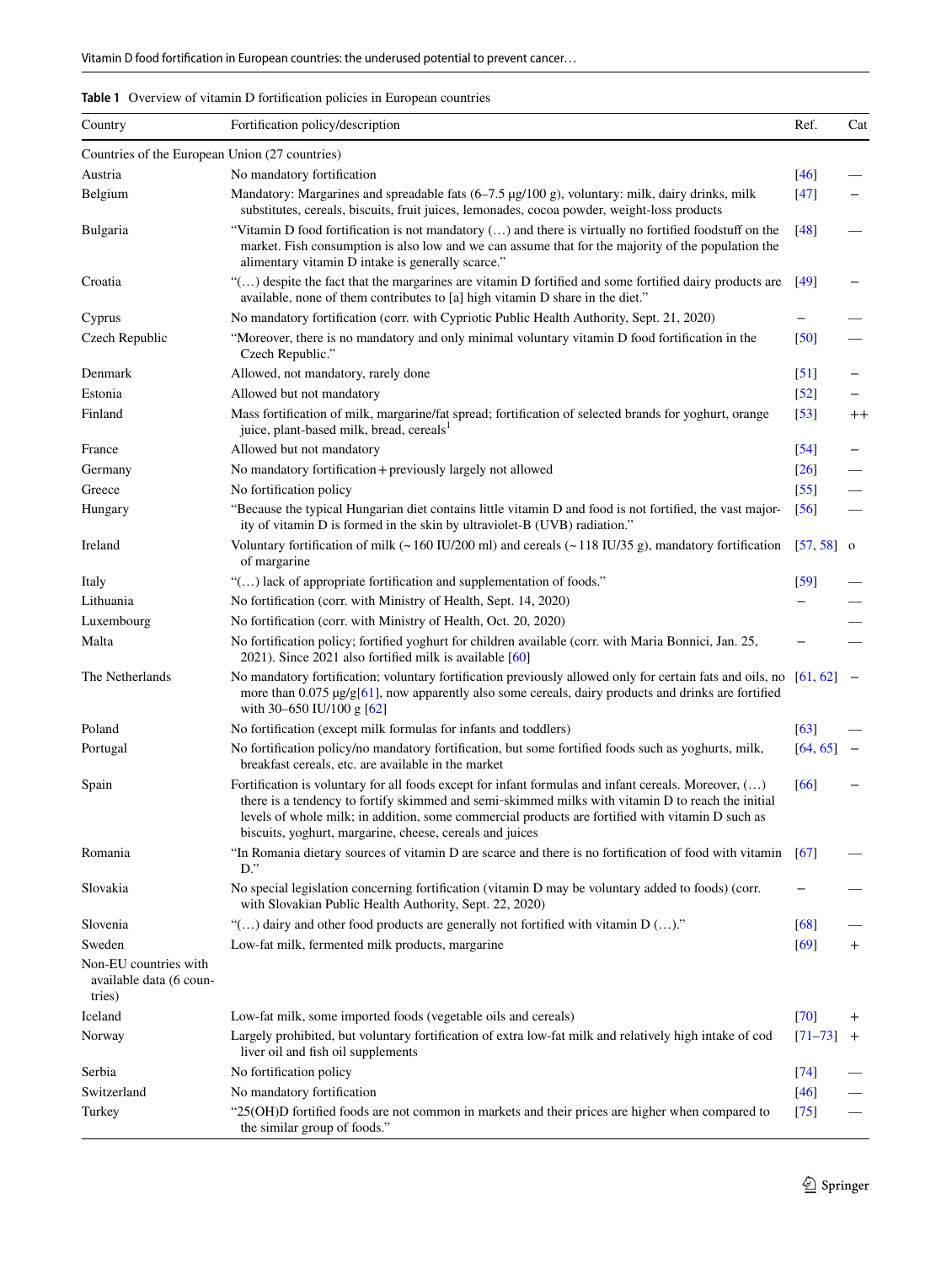**Table 1** Overview of vitamin D fortification policies in European countries

| Country | Fortification policy/description | Ref. | Cat |
|---|---|---|---|
| Countries of the European Union (27 countries) | | | |
| Austria | No mandatory fortification | [46] | — |
| Belgium | Mandatory: Margarines and spreadable fats (6–7.5 µg/100 g), voluntary: milk, dairy drinks, milk substitutes, cereals, biscuits, fruit juices, lemonades, cocoa powder, weight-loss products | [47] | – |
| Bulgaria | "Vitamin D food fortification is not mandatory (…) and there is virtually no fortified foodstuff on the market. Fish consumption is also low and we can assume that for the majority of the population the alimentary vitamin D intake is generally scarce." | [48] | — |
| Croatia | "(…) despite the fact that the margarines are vitamin D fortified and some fortified dairy products are available, none of them contributes to [a] high vitamin D share in the diet." | [49] | – |
| Cyprus | No mandatory fortification (corr. with Cypriotic Public Health Authority, Sept. 21, 2020) | – | — |
| Czech Republic | "Moreover, there is no mandatory and only minimal voluntary vitamin D food fortification in the Czech Republic." | [50] | — |
| Denmark | Allowed, not mandatory, rarely done | [51] | – |
| Estonia | Allowed but not mandatory | [52] | – |
| Finland | Mass fortification of milk, margarine/fat spread; fortification of selected brands for yoghurt, orange juice, plant-based milk, bread, cereals[1] | [53] | ++ |
| France | Allowed but not mandatory | [54] | – |
| Germany | No mandatory fortification + previously largely not allowed | [26] | — |
| Greece | No fortification policy | [55] | — |
| Hungary | "Because the typical Hungarian diet contains little vitamin D and food is not fortified, the vast majority of vitamin D is formed in the skin by ultraviolet-B (UVB) radiation." | [56] | — |
| Ireland | Voluntary fortification of milk (~ 160 IU/200 ml) and cereals (~ 118 IU/35 g), mandatory fortification of margarine | [57, 58] | o |
| Italy | "(…) lack of appropriate fortification and supplementation of foods." | [59] | — |
| Lithuania | No fortification (corr. with Ministry of Health, Sept. 14, 2020) | – | — |
| Luxembourg | No fortification (corr. with Ministry of Health, Oct. 20, 2020) | | — |
| Malta | No fortification policy; fortified yoghurt for children available (corr. with Maria Bonnici, Jan. 25, 2021). Since 2021 also fortified milk is available [60] | – | — |
| The Netherlands | No mandatory fortification; voluntary fortification previously allowed only for certain fats and oils, no more than 0.075 µg/g[61], now apparently also some cereals, dairy products and drinks are fortified with 30–650 IU/100 g [62] | [61, 62] | – |
| Poland | No fortification (except milk formulas for infants and toddlers) | [63] | — |
| Portugal | No fortification policy/no mandatory fortification, but some fortified foods such as yoghurts, milk, breakfast cereals, etc. are available in the market | [64, 65] | – |
| Spain | Fortification is voluntary for all foods except for infant formulas and infant cereals. Moreover, (…) there is a tendency to fortify skimmed and semi-skimmed milks with vitamin D to reach the initial levels of whole milk; in addition, some commercial products are fortified with vitamin D such as biscuits, yoghurt, margarine, cheese, cereals and juices | [66] | – |
| Romania | "In Romania dietary sources of vitamin D are scarce and there is no fortification of food with vitamin D." | [67] | — |
| Slovakia | No special legislation concerning fortification (vitamin D may be voluntary added to foods) (corr. with Slovakian Public Health Authority, Sept. 22, 2020) | – | — |
| Slovenia | "(…) dairy and other food products are generally not fortified with vitamin D (…)." | [68] | — |
| Sweden | Low-fat milk, fermented milk products, margarine | [69] | + |
| Non-EU countries with available data (6 countries) | | | |
| Iceland | Low-fat milk, some imported foods (vegetable oils and cereals) | [70] | + |
| Norway | Largely prohibited, but voluntary fortification of extra low-fat milk and relatively high intake of cod liver oil and fish oil supplements | [71–73] | + |
| Serbia | No fortification policy | [74] | — |
| Switzerland | No mandatory fortification | [46] | — |
| Turkey | "25(OH)D fortified foods are not common in markets and their prices are higher when compared to the similar group of foods." | [75] | — |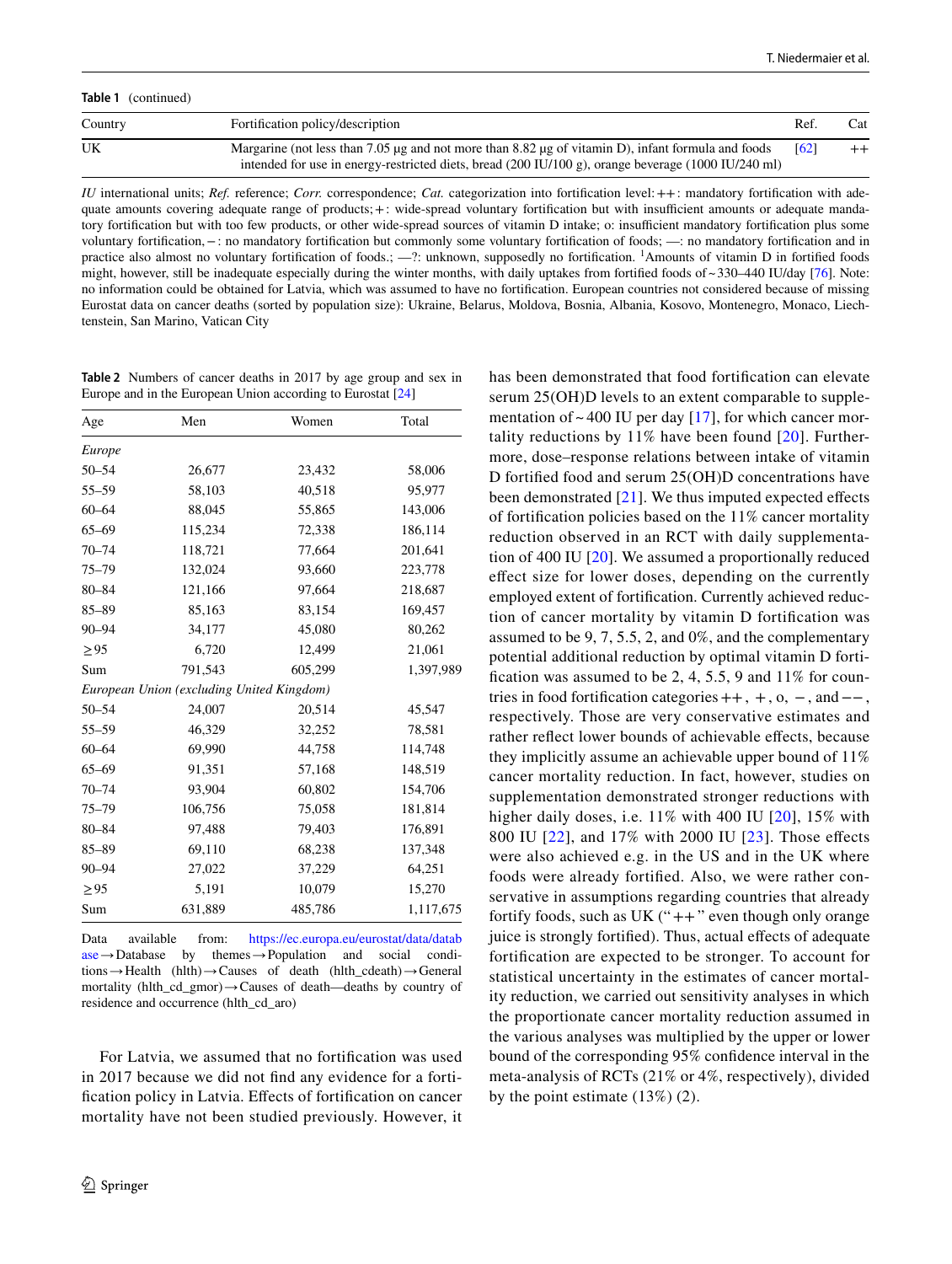**Table 1** (continued)

| Country | Fortification policy/description | Ref. | Cat |
|---|---|---|---|
| UK | Margarine (not less than 7.05 µg and not more than 8.82 µg of vitamin D), infant formula and foods intended for use in energy-restricted diets, bread (200 IU/100 g), orange beverage (1000 IU/240 ml) | [62] | ++ |

*IU* international units; *Ref.* reference; *Corr.* correspondence; *Cat.* categorization into fortification level: ++: mandatory fortification with adequate amounts covering adequate range of products; +: wide-spread voluntary fortification but with insufficient amounts or adequate mandatory fortification but with too few products, or other wide-spread sources of vitamin D intake; o: insufficient mandatory fortification plus some voluntary fortification, −: no mandatory fortification but commonly some voluntary fortification of foods; —: no mandatory fortification and in practice also almost no voluntary fortification of foods.; —?: unknown, supposedly no fortification. [1]Amounts of vitamin D in fortified foods might, however, still be inadequate especially during the winter months, with daily uptakes from fortified foods of ~ 330–440 IU/day [76]. Note: no information could be obtained for Latvia, which was assumed to have no fortification. European countries not considered because of missing Eurostat data on cancer deaths (sorted by population size): Ukraine, Belarus, Moldova, Bosnia, Albania, Kosovo, Montenegro, Monaco, Liechtenstein, San Marino, Vatican City

**Table 2** Numbers of cancer deaths in 2017 by age group and sex in Europe and in the European Union according to Eurostat [24]

| Age | Men | Women | Total |
|---|---|---|---|
| *Europe* | | | |
| 50–54 | 26,677 | 23,432 | 58,006 |
| 55–59 | 58,103 | 40,518 | 95,977 |
| 60–64 | 88,045 | 55,865 | 143,006 |
| 65–69 | 115,234 | 72,338 | 186,114 |
| 70–74 | 118,721 | 77,664 | 201,641 |
| 75–79 | 132,024 | 93,660 | 223,778 |
| 80–84 | 121,166 | 97,664 | 218,687 |
| 85–89 | 85,163 | 83,154 | 169,457 |
| 90–94 | 34,177 | 45,080 | 80,262 |
| ≥ 95 | 6,720 | 12,499 | 21,061 |
| Sum | 791,543 | 605,299 | 1,397,989 |
| *European Union (excluding United Kingdom)* | | | |
| 50–54 | 24,007 | 20,514 | 45,547 |
| 55–59 | 46,329 | 32,252 | 78,581 |
| 60–64 | 69,990 | 44,758 | 114,748 |
| 65–69 | 91,351 | 57,168 | 148,519 |
| 70–74 | 93,904 | 60,802 | 154,706 |
| 75–79 | 106,756 | 75,058 | 181,814 |
| 80–84 | 97,488 | 79,403 | 176,891 |
| 85–89 | 69,110 | 68,238 | 137,348 |
| 90–94 | 27,022 | 37,229 | 64,251 |
| ≥ 95 | 5,191 | 10,079 | 15,270 |
| Sum | 631,889 | 485,786 | 1,117,675 |

Data available from: https://ec.europa.eu/eurostat/data/database → Database by themes → Population and social conditions → Health (hlth) → Causes of death (hlth_cdeath) → General mortality (hlth_cd_gmor) → Causes of death—deaths by country of residence and occurrence (hlth_cd_aro)

For Latvia, we assumed that no fortification was used in 2017 because we did not find any evidence for a fortification policy in Latvia. Effects of fortification on cancer mortality have not been studied previously. However, it has been demonstrated that food fortification can elevate serum 25(OH)D levels to an extent comparable to supplementation of ~ 400 IU per day [17], for which cancer mortality reductions by 11% have been found [20]. Furthermore, dose–response relations between intake of vitamin D fortified food and serum 25(OH)D concentrations have been demonstrated [21]. We thus imputed expected effects of fortification policies based on the 11% cancer mortality reduction observed in an RCT with daily supplementation of 400 IU [20]. We assumed a proportionally reduced effect size for lower doses, depending on the currently employed extent of fortification. Currently achieved reduction of cancer mortality by vitamin D fortification was assumed to be 9, 7, 5.5, 2, and 0%, and the complementary potential additional reduction by optimal vitamin D fortification was assumed to be 2, 4, 5.5, 9 and 11% for countries in food fortification categories ++, +, o, −, and −−, respectively. Those are very conservative estimates and rather reflect lower bounds of achievable effects, because they implicitly assume an achievable upper bound of 11% cancer mortality reduction. In fact, however, studies on supplementation demonstrated stronger reductions with higher daily doses, i.e. 11% with 400 IU [20], 15% with 800 IU [22], and 17% with 2000 IU [23]. Those effects were also achieved e.g. in the US and in the UK where foods were already fortified. Also, we were rather conservative in assumptions regarding countries that already fortify foods, such as UK ("++" even though only orange juice is strongly fortified). Thus, actual effects of adequate fortification are expected to be stronger. To account for statistical uncertainty in the estimates of cancer mortality reduction, we carried out sensitivity analyses in which the proportionate cancer mortality reduction assumed in the various analyses was multiplied by the upper or lower bound of the corresponding 95% confidence interval in the meta-analysis of RCTs (21% or 4%, respectively), divided by the point estimate (13%) (2).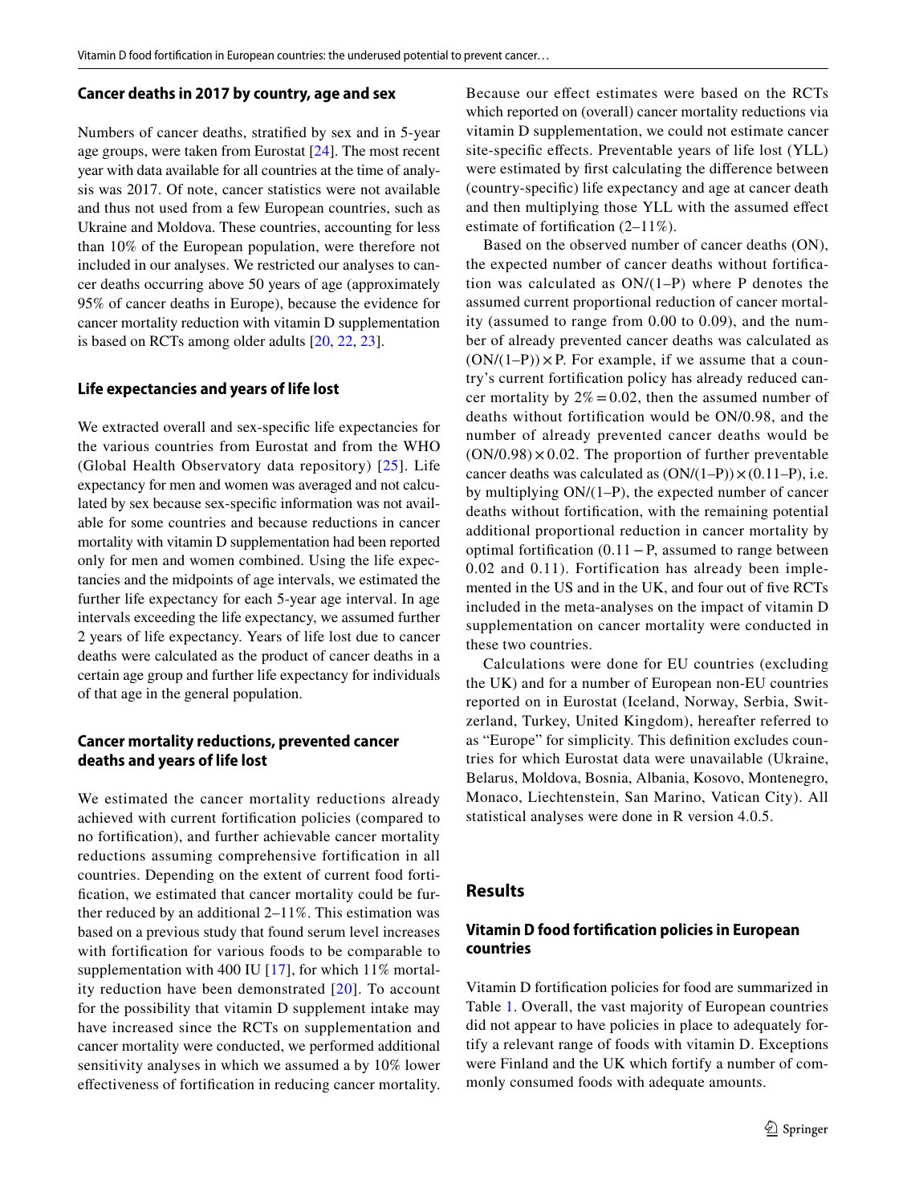### Cancer deaths in 2017 by country, age and sex

Numbers of cancer deaths, stratified by sex and in 5-year age groups, were taken from Eurostat [24]. The most recent year with data available for all countries at the time of analysis was 2017. Of note, cancer statistics were not available and thus not used from a few European countries, such as Ukraine and Moldova. These countries, accounting for less than 10% of the European population, were therefore not included in our analyses. We restricted our analyses to cancer deaths occurring above 50 years of age (approximately 95% of cancer deaths in Europe), because the evidence for cancer mortality reduction with vitamin D supplementation is based on RCTs among older adults [20, 22, 23].

### Life expectancies and years of life lost

We extracted overall and sex-specific life expectancies for the various countries from Eurostat and from the WHO (Global Health Observatory data repository) [25]. Life expectancy for men and women was averaged and not calculated by sex because sex-specific information was not available for some countries and because reductions in cancer mortality with vitamin D supplementation had been reported only for men and women combined. Using the life expectancies and the midpoints of age intervals, we estimated the further life expectancy for each 5-year age interval. In age intervals exceeding the life expectancy, we assumed further 2 years of life expectancy. Years of life lost due to cancer deaths were calculated as the product of cancer deaths in a certain age group and further life expectancy for individuals of that age in the general population.

### Cancer mortality reductions, prevented cancer deaths and years of life lost

We estimated the cancer mortality reductions already achieved with current fortification policies (compared to no fortification), and further achievable cancer mortality reductions assuming comprehensive fortification in all countries. Depending on the extent of current food fortification, we estimated that cancer mortality could be further reduced by an additional 2–11%. This estimation was based on a previous study that found serum level increases with fortification for various foods to be comparable to supplementation with 400 IU [17], for which 11% mortality reduction have been demonstrated [20]. To account for the possibility that vitamin D supplement intake may have increased since the RCTs on supplementation and cancer mortality were conducted, we performed additional sensitivity analyses in which we assumed a by 10% lower effectiveness of fortification in reducing cancer mortality. Because our effect estimates were based on the RCTs which reported on (overall) cancer mortality reductions via vitamin D supplementation, we could not estimate cancer site-specific effects. Preventable years of life lost (YLL) were estimated by first calculating the difference between (country-specific) life expectancy and age at cancer death and then multiplying those YLL with the assumed effect estimate of fortification (2–11%).

Based on the observed number of cancer deaths (ON), the expected number of cancer deaths without fortification was calculated as ON/(1–P) where P denotes the assumed current proportional reduction of cancer mortality (assumed to range from 0.00 to 0.09), and the number of already prevented cancer deaths was calculated as $(ON/(1–P)) \times P$. For example, if we assume that a country's current fortification policy has already reduced cancer mortality by $2\% = 0.02$, then the assumed number of deaths without fortification would be ON/0.98, and the number of already prevented cancer deaths would be $(ON/0.98) \times 0.02$. The proportion of further preventable cancer deaths was calculated as $(ON/(1–P)) \times (0.11–P)$, i.e. by multiplying ON/(1–P), the expected number of cancer deaths without fortification, with the remaining potential additional proportional reduction in cancer mortality by optimal fortification ($0.11 - P$, assumed to range between 0.02 and 0.11). Fortification has already been implemented in the US and in the UK, and four out of five RCTs included in the meta-analyses on the impact of vitamin D supplementation on cancer mortality were conducted in these two countries.

Calculations were done for EU countries (excluding the UK) and for a number of European non-EU countries reported on in Eurostat (Iceland, Norway, Serbia, Switzerland, Turkey, United Kingdom), hereafter referred to as "Europe" for simplicity. This definition excludes countries for which Eurostat data were unavailable (Ukraine, Belarus, Moldova, Bosnia, Albania, Kosovo, Montenegro, Monaco, Liechtenstein, San Marino, Vatican City). All statistical analyses were done in R version 4.0.5.

## Results

### Vitamin D food fortification policies in European countries

Vitamin D fortification policies for food are summarized in Table 1. Overall, the vast majority of European countries did not appear to have policies in place to adequately fortify a relevant range of foods with vitamin D. Exceptions were Finland and the UK which fortify a number of commonly consumed foods with adequate amounts.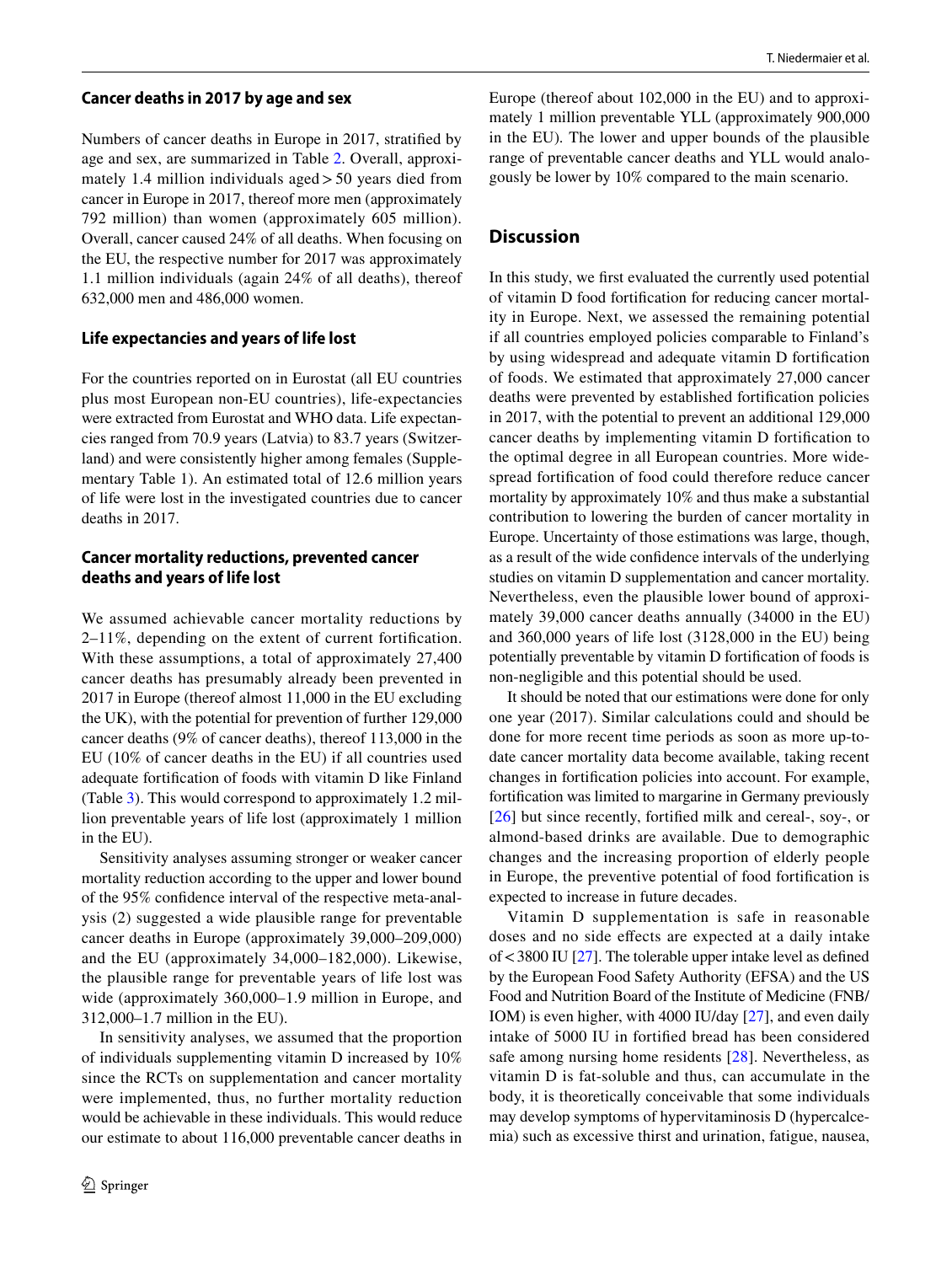### Cancer deaths in 2017 by age and sex

Numbers of cancer deaths in Europe in 2017, stratified by age and sex, are summarized in Table 2. Overall, approximately 1.4 million individuals aged > 50 years died from cancer in Europe in 2017, thereof more men (approximately 792 million) than women (approximately 605 million). Overall, cancer caused 24% of all deaths. When focusing on the EU, the respective number for 2017 was approximately 1.1 million individuals (again 24% of all deaths), thereof 632,000 men and 486,000 women.

### Life expectancies and years of life lost

For the countries reported on in Eurostat (all EU countries plus most European non-EU countries), life-expectancies were extracted from Eurostat and WHO data. Life expectancies ranged from 70.9 years (Latvia) to 83.7 years (Switzerland) and were consistently higher among females (Supplementary Table 1). An estimated total of 12.6 million years of life were lost in the investigated countries due to cancer deaths in 2017.

### Cancer mortality reductions, prevented cancer deaths and years of life lost

We assumed achievable cancer mortality reductions by 2–11%, depending on the extent of current fortification. With these assumptions, a total of approximately 27,400 cancer deaths has presumably already been prevented in 2017 in Europe (thereof almost 11,000 in the EU excluding the UK), with the potential for prevention of further 129,000 cancer deaths (9% of cancer deaths), thereof 113,000 in the EU (10% of cancer deaths in the EU) if all countries used adequate fortification of foods with vitamin D like Finland (Table 3). This would correspond to approximately 1.2 million preventable years of life lost (approximately 1 million in the EU).

Sensitivity analyses assuming stronger or weaker cancer mortality reduction according to the upper and lower bound of the 95% confidence interval of the respective meta-analysis (2) suggested a wide plausible range for preventable cancer deaths in Europe (approximately 39,000–209,000) and the EU (approximately 34,000–182,000). Likewise, the plausible range for preventable years of life lost was wide (approximately 360,000–1.9 million in Europe, and 312,000–1.7 million in the EU).

In sensitivity analyses, we assumed that the proportion of individuals supplementing vitamin D increased by 10% since the RCTs on supplementation and cancer mortality were implemented, thus, no further mortality reduction would be achievable in these individuals. This would reduce our estimate to about 116,000 preventable cancer deaths in Europe (thereof about 102,000 in the EU) and to approximately 1 million preventable YLL (approximately 900,000 in the EU). The lower and upper bounds of the plausible range of preventable cancer deaths and YLL would analogously be lower by 10% compared to the main scenario.

## Discussion

In this study, we first evaluated the currently used potential of vitamin D food fortification for reducing cancer mortality in Europe. Next, we assessed the remaining potential if all countries employed policies comparable to Finland's by using widespread and adequate vitamin D fortification of foods. We estimated that approximately 27,000 cancer deaths were prevented by established fortification policies in 2017, with the potential to prevent an additional 129,000 cancer deaths by implementing vitamin D fortification to the optimal degree in all European countries. More widespread fortification of food could therefore reduce cancer mortality by approximately 10% and thus make a substantial contribution to lowering the burden of cancer mortality in Europe. Uncertainty of those estimations was large, though, as a result of the wide confidence intervals of the underlying studies on vitamin D supplementation and cancer mortality. Nevertheless, even the plausible lower bound of approximately 39,000 cancer deaths annually (34000 in the EU) and 360,000 years of life lost (3128,000 in the EU) being potentially preventable by vitamin D fortification of foods is non-negligible and this potential should be used.

It should be noted that our estimations were done for only one year (2017). Similar calculations could and should be done for more recent time periods as soon as more up-to-date cancer mortality data become available, taking recent changes in fortification policies into account. For example, fortification was limited to margarine in Germany previously [26] but since recently, fortified milk and cereal-, soy-, or almond-based drinks are available. Due to demographic changes and the increasing proportion of elderly people in Europe, the preventive potential of food fortification is expected to increase in future decades.

Vitamin D supplementation is safe in reasonable doses and no side effects are expected at a daily intake of < 3800 IU [27]. The tolerable upper intake level as defined by the European Food Safety Authority (EFSA) and the US Food and Nutrition Board of the Institute of Medicine (FNB/IOM) is even higher, with 4000 IU/day [27], and even daily intake of 5000 IU in fortified bread has been considered safe among nursing home residents [28]. Nevertheless, as vitamin D is fat-soluble and thus, can accumulate in the body, it is theoretically conceivable that some individuals may develop symptoms of hypervitaminosis D (hypercalcemia) such as excessive thirst and urination, fatigue, nausea,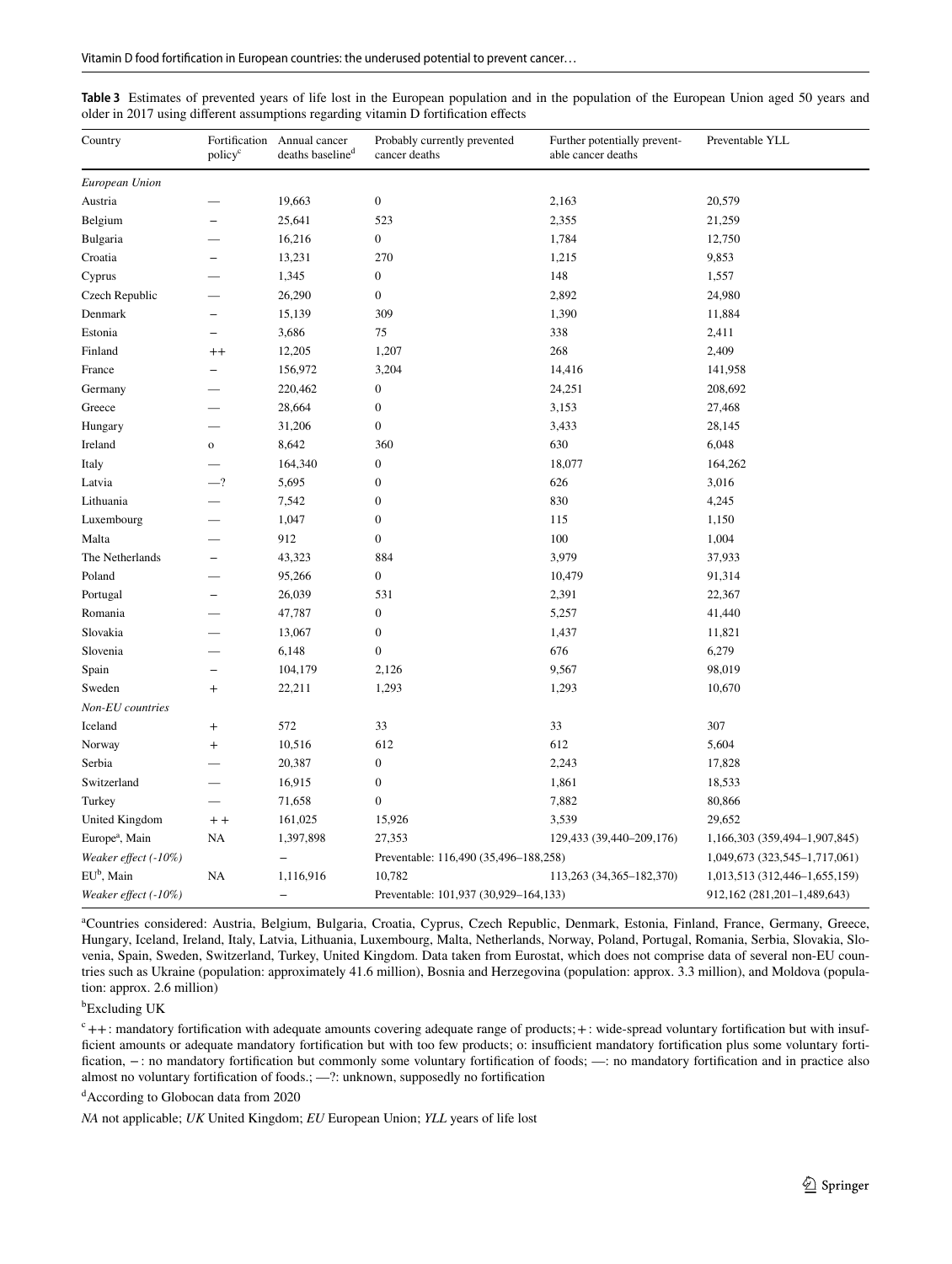**Table 3** Estimates of prevented years of life lost in the European population and in the population of the European Union aged 50 years and older in 2017 using different assumptions regarding vitamin D fortification effects

| Country | Fortification policy[c] | Annual cancer deaths baseline[d] | Probably currently prevented cancer deaths | Further potentially preventable cancer deaths | Preventable YLL |
|---|---|---|---|---|---|
| *European Union* | | | | | |
| Austria | — | 19,663 | 0 | 2,163 | 20,579 |
| Belgium | – | 25,641 | 523 | 2,355 | 21,259 |
| Bulgaria | — | 16,216 | 0 | 1,784 | 12,750 |
| Croatia | – | 13,231 | 270 | 1,215 | 9,853 |
| Cyprus | — | 1,345 | 0 | 148 | 1,557 |
| Czech Republic | — | 26,290 | 0 | 2,892 | 24,980 |
| Denmark | – | 15,139 | 309 | 1,390 | 11,884 |
| Estonia | – | 3,686 | 75 | 338 | 2,411 |
| Finland | ++ | 12,205 | 1,207 | 268 | 2,409 |
| France | – | 156,972 | 3,204 | 14,416 | 141,958 |
| Germany | — | 220,462 | 0 | 24,251 | 208,692 |
| Greece | — | 28,664 | 0 | 3,153 | 27,468 |
| Hungary | — | 31,206 | 0 | 3,433 | 28,145 |
| Ireland | o | 8,642 | 360 | 630 | 6,048 |
| Italy | — | 164,340 | 0 | 18,077 | 164,262 |
| Latvia | —? | 5,695 | 0 | 626 | 3,016 |
| Lithuania | — | 7,542 | 0 | 830 | 4,245 |
| Luxembourg | — | 1,047 | 0 | 115 | 1,150 |
| Malta | — | 912 | 0 | 100 | 1,004 |
| The Netherlands | – | 43,323 | 884 | 3,979 | 37,933 |
| Poland | — | 95,266 | 0 | 10,479 | 91,314 |
| Portugal | – | 26,039 | 531 | 2,391 | 22,367 |
| Romania | — | 47,787 | 0 | 5,257 | 41,440 |
| Slovakia | — | 13,067 | 0 | 1,437 | 11,821 |
| Slovenia | — | 6,148 | 0 | 676 | 6,279 |
| Spain | – | 104,179 | 2,126 | 9,567 | 98,019 |
| Sweden | + | 22,211 | 1,293 | 1,293 | 10,670 |
| *Non-EU countries* | | | | | |
| Iceland | + | 572 | 33 | 33 | 307 |
| Norway | + | 10,516 | 612 | 612 | 5,604 |
| Serbia | — | 20,387 | 0 | 2,243 | 17,828 |
| Switzerland | — | 16,915 | 0 | 1,861 | 18,533 |
| Turkey | — | 71,658 | 0 | 7,882 | 80,866 |
| United Kingdom | ++ | 161,025 | 15,926 | 3,539 | 29,652 |
| Europe[a], Main | NA | 1,397,898 | 27,353 | 129,433 (39,440–209,176) | 1,166,303 (359,494–1,907,845) |
| *Weaker effect (-10%)* | | – | Preventable: 116,490 (35,496–188,258) | | 1,049,673 (323,545–1,717,061) |
| EU[b], Main | NA | 1,116,916 | 10,782 | 113,263 (34,365–182,370) | 1,013,513 (312,446–1,655,159) |
| *Weaker effect (-10%)* | | – | Preventable: 101,937 (30,929–164,133) | | 912,162 (281,201–1,489,643) |

[a]Countries considered: Austria, Belgium, Bulgaria, Croatia, Cyprus, Czech Republic, Denmark, Estonia, Finland, France, Germany, Greece, Hungary, Iceland, Ireland, Italy, Latvia, Lithuania, Luxembourg, Malta, Netherlands, Norway, Poland, Portugal, Romania, Serbia, Slovakia, Slovenia, Spain, Sweden, Switzerland, Turkey, United Kingdom. Data taken from Eurostat, which does not comprise data of several non-EU countries such as Ukraine (population: approximately 41.6 million), Bosnia and Herzegovina (population: approx. 3.3 million), and Moldova (population: approx. 2.6 million)

[b]Excluding UK

[c]++: mandatory fortification with adequate amounts covering adequate range of products; +: wide-spread voluntary fortification but with insufficient amounts or adequate mandatory fortification but with too few products; o: insufficient mandatory fortification plus some voluntary fortification, –: no mandatory fortification but commonly some voluntary fortification of foods; —: no mandatory fortification and in practice also almost no voluntary fortification of foods.; —?: unknown, supposedly no fortification

[d]According to Globocan data from 2020

*NA* not applicable; *UK* United Kingdom; *EU* European Union; *YLL* years of life lost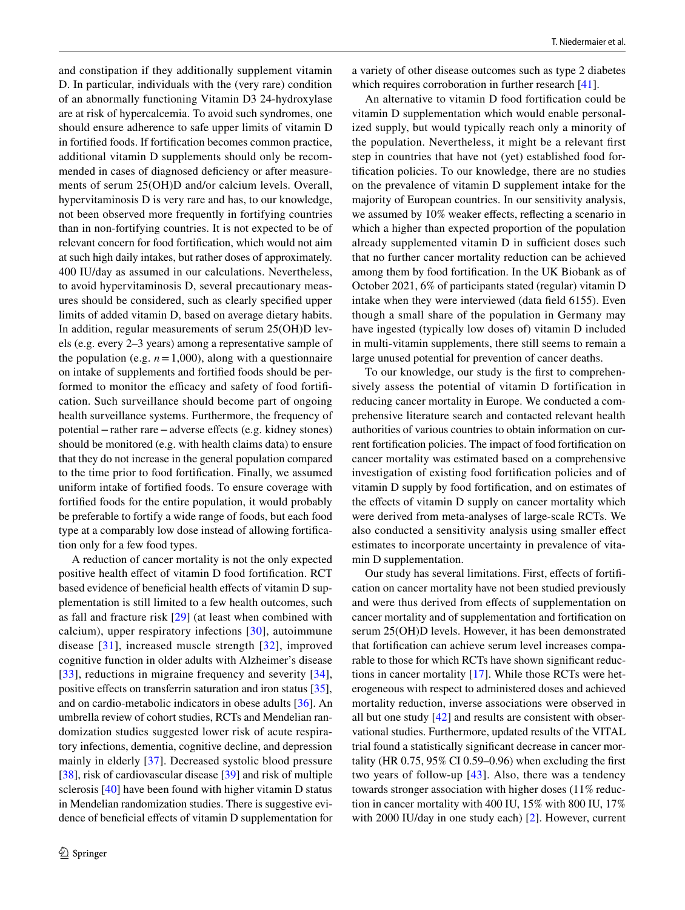and constipation if they additionally supplement vitamin D. In particular, individuals with the (very rare) condition of an abnormally functioning Vitamin D3 24-hydroxylase are at risk of hypercalcemia. To avoid such syndromes, one should ensure adherence to safe upper limits of vitamin D in fortified foods. If fortification becomes common practice, additional vitamin D supplements should only be recommended in cases of diagnosed deficiency or after measurements of serum 25(OH)D and/or calcium levels. Overall, hypervitaminosis D is very rare and has, to our knowledge, not been observed more frequently in fortifying countries than in non-fortifying countries. It is not expected to be of relevant concern for food fortification, which would not aim at such high daily intakes, but rather doses of approximately. 400 IU/day as assumed in our calculations. Nevertheless, to avoid hypervitaminosis D, several precautionary measures should be considered, such as clearly specified upper limits of added vitamin D, based on average dietary habits. In addition, regular measurements of serum 25(OH)D levels (e.g. every 2–3 years) among a representative sample of the population (e.g. $n = 1{,}000$), along with a questionnaire on intake of supplements and fortified foods should be performed to monitor the efficacy and safety of food fortification. Such surveillance should become part of ongoing health surveillance systems. Furthermore, the frequency of potential – rather rare – adverse effects (e.g. kidney stones) should be monitored (e.g. with health claims data) to ensure that they do not increase in the general population compared to the time prior to food fortification. Finally, we assumed uniform intake of fortified foods. To ensure coverage with fortified foods for the entire population, it would probably be preferable to fortify a wide range of foods, but each food type at a comparably low dose instead of allowing fortification only for a few food types.

A reduction of cancer mortality is not the only expected positive health effect of vitamin D food fortification. RCT based evidence of beneficial health effects of vitamin D supplementation is still limited to a few health outcomes, such as fall and fracture risk [29] (at least when combined with calcium), upper respiratory infections [30], autoimmune disease [31], increased muscle strength [32], improved cognitive function in older adults with Alzheimer's disease [33], reductions in migraine frequency and severity [34], positive effects on transferrin saturation and iron status [35], and on cardio-metabolic indicators in obese adults [36]. An umbrella review of cohort studies, RCTs and Mendelian randomization studies suggested lower risk of acute respiratory infections, dementia, cognitive decline, and depression mainly in elderly [37]. Decreased systolic blood pressure [38], risk of cardiovascular disease [39] and risk of multiple sclerosis [40] have been found with higher vitamin D status in Mendelian randomization studies. There is suggestive evidence of beneficial effects of vitamin D supplementation for a variety of other disease outcomes such as type 2 diabetes which requires corroboration in further research [41].

An alternative to vitamin D food fortification could be vitamin D supplementation which would enable personalized supply, but would typically reach only a minority of the population. Nevertheless, it might be a relevant first step in countries that have not (yet) established food fortification policies. To our knowledge, there are no studies on the prevalence of vitamin D supplement intake for the majority of European countries. In our sensitivity analysis, we assumed by 10% weaker effects, reflecting a scenario in which a higher than expected proportion of the population already supplemented vitamin D in sufficient doses such that no further cancer mortality reduction can be achieved among them by food fortification. In the UK Biobank as of October 2021, 6% of participants stated (regular) vitamin D intake when they were interviewed (data field 6155). Even though a small share of the population in Germany may have ingested (typically low doses of) vitamin D included in multi-vitamin supplements, there still seems to remain a large unused potential for prevention of cancer deaths.

To our knowledge, our study is the first to comprehensively assess the potential of vitamin D fortification in reducing cancer mortality in Europe. We conducted a comprehensive literature search and contacted relevant health authorities of various countries to obtain information on current fortification policies. The impact of food fortification on cancer mortality was estimated based on a comprehensive investigation of existing food fortification policies and of vitamin D supply by food fortification, and on estimates of the effects of vitamin D supply on cancer mortality which were derived from meta-analyses of large-scale RCTs. We also conducted a sensitivity analysis using smaller effect estimates to incorporate uncertainty in prevalence of vitamin D supplementation.

Our study has several limitations. First, effects of fortification on cancer mortality have not been studied previously and were thus derived from effects of supplementation on cancer mortality and of supplementation and fortification on serum 25(OH)D levels. However, it has been demonstrated that fortification can achieve serum level increases comparable to those for which RCTs have shown significant reductions in cancer mortality [17]. While those RCTs were heterogeneous with respect to administered doses and achieved mortality reduction, inverse associations were observed in all but one study [42] and results are consistent with observational studies. Furthermore, updated results of the VITAL trial found a statistically significant decrease in cancer mortality (HR 0.75, 95% CI 0.59–0.96) when excluding the first two years of follow-up [43]. Also, there was a tendency towards stronger association with higher doses (11% reduction in cancer mortality with 400 IU, 15% with 800 IU, 17% with 2000 IU/day in one study each) [2]. However, current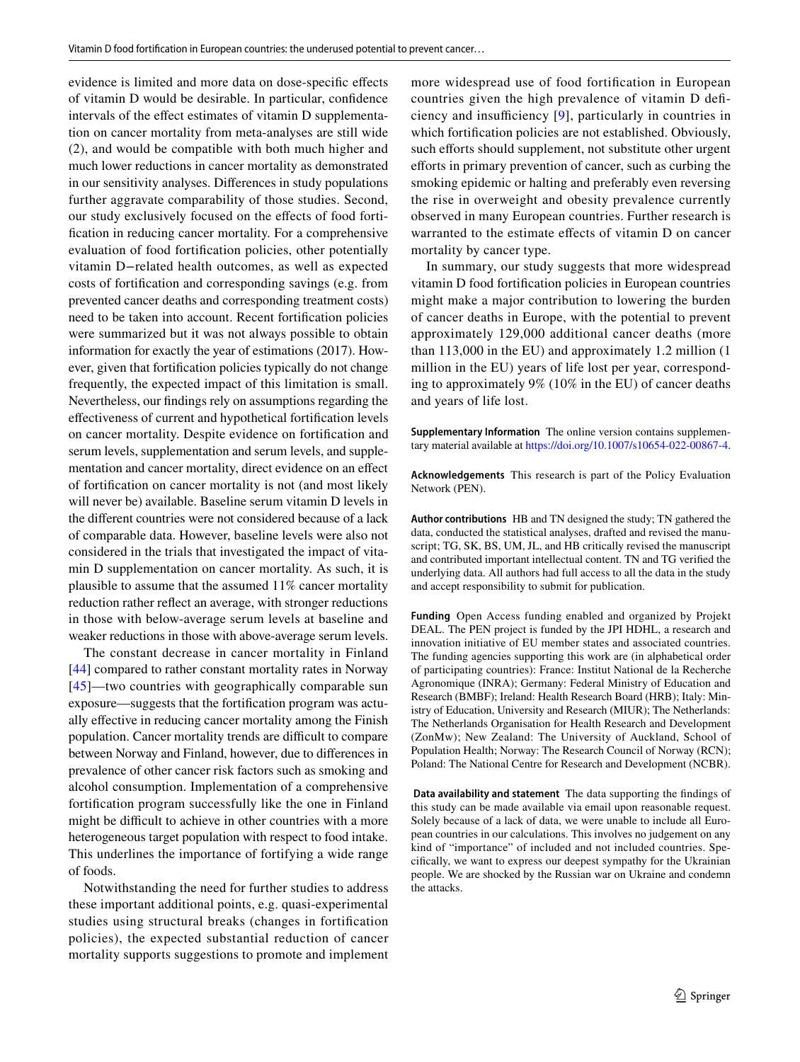evidence is limited and more data on dose-specific effects of vitamin D would be desirable. In particular, confidence intervals of the effect estimates of vitamin D supplementation on cancer mortality from meta-analyses are still wide (2), and would be compatible with both much higher and much lower reductions in cancer mortality as demonstrated in our sensitivity analyses. Differences in study populations further aggravate comparability of those studies. Second, our study exclusively focused on the effects of food fortification in reducing cancer mortality. For a comprehensive evaluation of food fortification policies, other potentially vitamin D−related health outcomes, as well as expected costs of fortification and corresponding savings (e.g. from prevented cancer deaths and corresponding treatment costs) need to be taken into account. Recent fortification policies were summarized but it was not always possible to obtain information for exactly the year of estimations (2017). However, given that fortification policies typically do not change frequently, the expected impact of this limitation is small. Nevertheless, our findings rely on assumptions regarding the effectiveness of current and hypothetical fortification levels on cancer mortality. Despite evidence on fortification and serum levels, supplementation and serum levels, and supplementation and cancer mortality, direct evidence on an effect of fortification on cancer mortality is not (and most likely will never be) available. Baseline serum vitamin D levels in the different countries were not considered because of a lack of comparable data. However, baseline levels were also not considered in the trials that investigated the impact of vitamin D supplementation on cancer mortality. As such, it is plausible to assume that the assumed 11% cancer mortality reduction rather reflect an average, with stronger reductions in those with below-average serum levels at baseline and weaker reductions in those with above-average serum levels.

The constant decrease in cancer mortality in Finland [44] compared to rather constant mortality rates in Norway [45]—two countries with geographically comparable sun exposure—suggests that the fortification program was actually effective in reducing cancer mortality among the Finish population. Cancer mortality trends are difficult to compare between Norway and Finland, however, due to differences in prevalence of other cancer risk factors such as smoking and alcohol consumption. Implementation of a comprehensive fortification program successfully like the one in Finland might be difficult to achieve in other countries with a more heterogeneous target population with respect to food intake. This underlines the importance of fortifying a wide range of foods.

Notwithstanding the need for further studies to address these important additional points, e.g. quasi-experimental studies using structural breaks (changes in fortification policies), the expected substantial reduction of cancer mortality supports suggestions to promote and implement more widespread use of food fortification in European countries given the high prevalence of vitamin D deficiency and insufficiency [9], particularly in countries in which fortification policies are not established. Obviously, such efforts should supplement, not substitute other urgent efforts in primary prevention of cancer, such as curbing the smoking epidemic or halting and preferably even reversing the rise in overweight and obesity prevalence currently observed in many European countries. Further research is warranted to the estimate effects of vitamin D on cancer mortality by cancer type.

In summary, our study suggests that more widespread vitamin D food fortification policies in European countries might make a major contribution to lowering the burden of cancer deaths in Europe, with the potential to prevent approximately 129,000 additional cancer deaths (more than 113,000 in the EU) and approximately 1.2 million (1 million in the EU) years of life lost per year, corresponding to approximately 9% (10% in the EU) of cancer deaths and years of life lost.

**Supplementary Information** The online version contains supplementary material available at https://doi.org/10.1007/s10654-022-00867-4.

**Acknowledgements** This research is part of the Policy Evaluation Network (PEN).

**Author contributions** HB and TN designed the study; TN gathered the data, conducted the statistical analyses, drafted and revised the manuscript; TG, SK, BS, UM, JL, and HB critically revised the manuscript and contributed important intellectual content. TN and TG verified the underlying data. All authors had full access to all the data in the study and accept responsibility to submit for publication.

**Funding** Open Access funding enabled and organized by Projekt DEAL. The PEN project is funded by the JPI HDHL, a research and innovation initiative of EU member states and associated countries. The funding agencies supporting this work are (in alphabetical order of participating countries): France: Institut National de la Recherche Agronomique (INRA); Germany: Federal Ministry of Education and Research (BMBF); Ireland: Health Research Board (HRB); Italy: Ministry of Education, University and Research (MIUR); The Netherlands: The Netherlands Organisation for Health Research and Development (ZonMw); New Zealand: The University of Auckland, School of Population Health; Norway: The Research Council of Norway (RCN); Poland: The National Centre for Research and Development (NCBR).

**Data availability and statement** The data supporting the findings of this study can be made available via email upon reasonable request. Solely because of a lack of data, we were unable to include all European countries in our calculations. This involves no judgement on any kind of "importance" of included and not included countries. Specifically, we want to express our deepest sympathy for the Ukrainian people. We are shocked by the Russian war on Ukraine and condemn the attacks.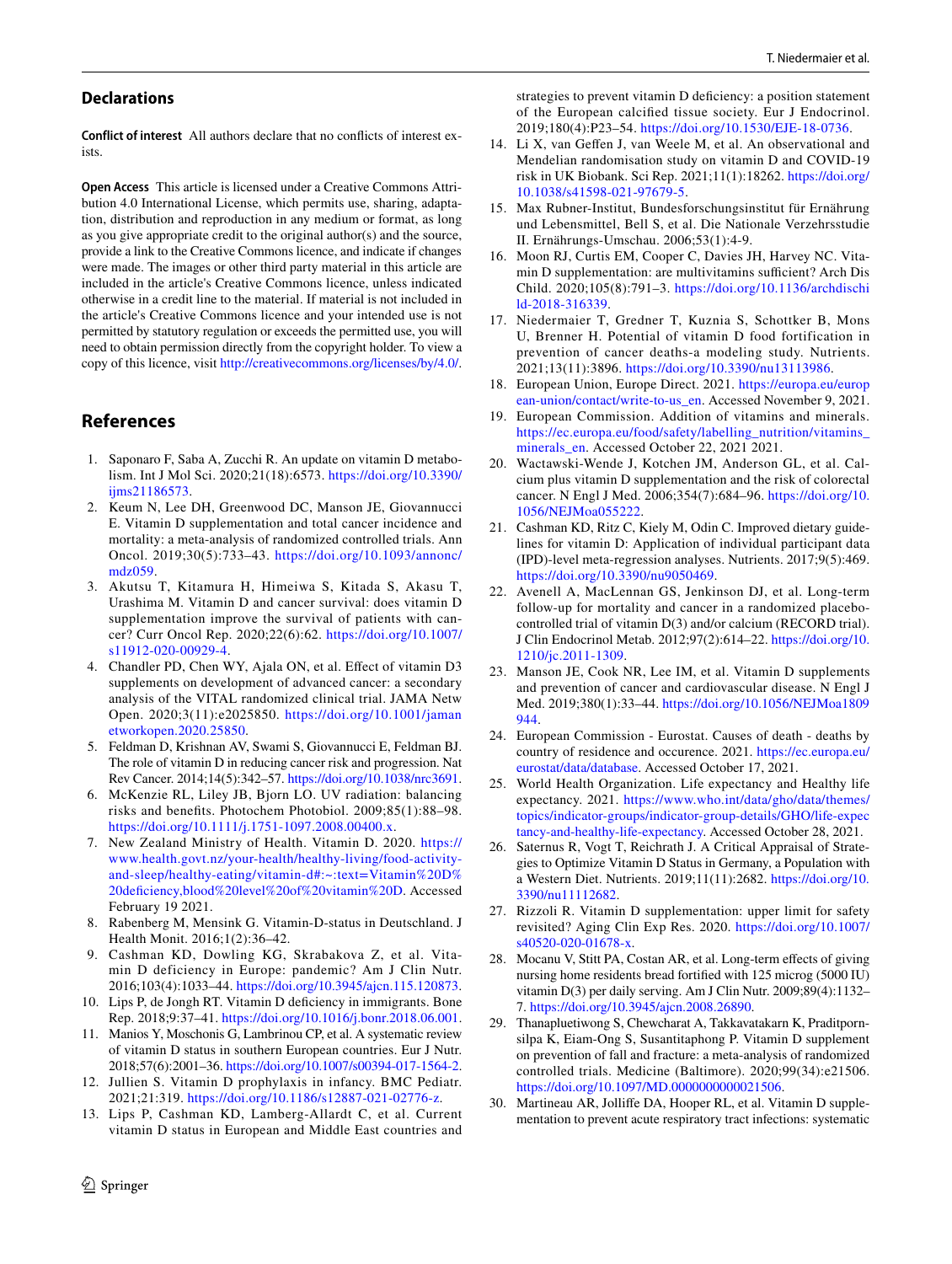## Declarations

**Conflict of interest** All authors declare that no conflicts of interest exists.

**Open Access** This article is licensed under a Creative Commons Attribution 4.0 International License, which permits use, sharing, adaptation, distribution and reproduction in any medium or format, as long as you give appropriate credit to the original author(s) and the source, provide a link to the Creative Commons licence, and indicate if changes were made. The images or other third party material in this article are included in the article's Creative Commons licence, unless indicated otherwise in a credit line to the material. If material is not included in the article's Creative Commons licence and your intended use is not permitted by statutory regulation or exceeds the permitted use, you will need to obtain permission directly from the copyright holder. To view a copy of this licence, visit http://creativecommons.org/licenses/by/4.0/.

## References

1. Saponaro F, Saba A, Zucchi R. An update on vitamin D metabolism. Int J Mol Sci. 2020;21(18):6573. https://doi.org/10.3390/ijms21186573.
2. Keum N, Lee DH, Greenwood DC, Manson JE, Giovannucci E. Vitamin D supplementation and total cancer incidence and mortality: a meta-analysis of randomized controlled trials. Ann Oncol. 2019;30(5):733–43. https://doi.org/10.1093/annonc/mdz059.
3. Akutsu T, Kitamura H, Himeiwa S, Kitada S, Akasu T, Urashima M. Vitamin D and cancer survival: does vitamin D supplementation improve the survival of patients with cancer? Curr Oncol Rep. 2020;22(6):62. https://doi.org/10.1007/s11912-020-00929-4.
4. Chandler PD, Chen WY, Ajala ON, et al. Effect of vitamin D3 supplements on development of advanced cancer: a secondary analysis of the VITAL randomized clinical trial. JAMA Netw Open. 2020;3(11):e2025850. https://doi.org/10.1001/jamanetworkopen.2020.25850.
5. Feldman D, Krishnan AV, Swami S, Giovannucci E, Feldman BJ. The role of vitamin D in reducing cancer risk and progression. Nat Rev Cancer. 2014;14(5):342–57. https://doi.org/10.1038/nrc3691.
6. McKenzie RL, Liley JB, Bjorn LO. UV radiation: balancing risks and benefits. Photochem Photobiol. 2009;85(1):88–98. https://doi.org/10.1111/j.1751-1097.2008.00400.x.
7. New Zealand Ministry of Health. Vitamin D. 2020. https://www.health.govt.nz/your-health/healthy-living/food-activity-and-sleep/healthy-eating/vitamin-d#:~:text=Vitamin%20D%20deficiency,blood%20level%20of%20vitamin%20D. Accessed February 19 2021.
8. Rabenberg M, Mensink G. Vitamin-D-status in Deutschland. J Health Monit. 2016;1(2):36–42.
9. Cashman KD, Dowling KG, Skrabakova Z, et al. Vitamin D deficiency in Europe: pandemic? Am J Clin Nutr. 2016;103(4):1033–44. https://doi.org/10.3945/ajcn.115.120873.
10. Lips P, de Jongh RT. Vitamin D deficiency in immigrants. Bone Rep. 2018;9:37–41. https://doi.org/10.1016/j.bonr.2018.06.001.
11. Manios Y, Moschonis G, Lambrinou CP, et al. A systematic review of vitamin D status in southern European countries. Eur J Nutr. 2018;57(6):2001–36. https://doi.org/10.1007/s00394-017-1564-2.
12. Jullien S. Vitamin D prophylaxis in infancy. BMC Pediatr. 2021;21:319. https://doi.org/10.1186/s12887-021-02776-z.
13. Lips P, Cashman KD, Lamberg-Allardt C, et al. Current vitamin D status in European and Middle East countries and strategies to prevent vitamin D deficiency: a position statement of the European calcified tissue society. Eur J Endocrinol. 2019;180(4):P23–54. https://doi.org/10.1530/EJE-18-0736.
14. Li X, van Geffen J, van Weele M, et al. An observational and Mendelian randomisation study on vitamin D and COVID-19 risk in UK Biobank. Sci Rep. 2021;11(1):18262. https://doi.org/10.1038/s41598-021-97679-5.
15. Max Rubner-Institut, Bundesforschungsinstitut für Ernährung und Lebensmittel, Bell S, et al. Die Nationale Verzehrsstudie II. Ernährungs-Umschau. 2006;53(1):4-9.
16. Moon RJ, Curtis EM, Cooper C, Davies JH, Harvey NC. Vitamin D supplementation: are multivitamins sufficient? Arch Dis Child. 2020;105(8):791–3. https://doi.org/10.1136/archdischild-2018-316339.
17. Niedermaier T, Gredner T, Kuznia S, Schottker B, Mons U, Brenner H. Potential of vitamin D food fortification in prevention of cancer deaths-a modeling study. Nutrients. 2021;13(11):3896. https://doi.org/10.3390/nu13113986.
18. European Union, Europe Direct. 2021. https://europa.eu/european-union/contact/write-to-us_en. Accessed November 9, 2021.
19. European Commission. Addition of vitamins and minerals. https://ec.europa.eu/food/safety/labelling_nutrition/vitamins_minerals_en. Accessed October 22, 2021 2021.
20. Wactawski-Wende J, Kotchen JM, Anderson GL, et al. Calcium plus vitamin D supplementation and the risk of colorectal cancer. N Engl J Med. 2006;354(7):684–96. https://doi.org/10.1056/NEJMoa055222.
21. Cashman KD, Ritz C, Kiely M, Odin C. Improved dietary guidelines for vitamin D: Application of individual participant data (IPD)-level meta-regression analyses. Nutrients. 2017;9(5):469. https://doi.org/10.3390/nu9050469.
22. Avenell A, MacLennan GS, Jenkinson DJ, et al. Long-term follow-up for mortality and cancer in a randomized placebo-controlled trial of vitamin D(3) and/or calcium (RECORD trial). J Clin Endocrinol Metab. 2012;97(2):614–22. https://doi.org/10.1210/jc.2011-1309.
23. Manson JE, Cook NR, Lee IM, et al. Vitamin D supplements and prevention of cancer and cardiovascular disease. N Engl J Med. 2019;380(1):33–44. https://doi.org/10.1056/NEJMoa1809944.
24. European Commission - Eurostat. Causes of death - deaths by country of residence and occurence. 2021. https://ec.europa.eu/eurostat/data/database. Accessed October 17, 2021.
25. World Health Organization. Life expectancy and Healthy life expectancy. 2021. https://www.who.int/data/gho/data/themes/topics/indicator-groups/indicator-group-details/GHO/life-expectancy-and-healthy-life-expectancy. Accessed October 28, 2021.
26. Saternus R, Vogt T, Reichrath J. A Critical Appraisal of Strategies to Optimize Vitamin D Status in Germany, a Population with a Western Diet. Nutrients. 2019;11(11):2682. https://doi.org/10.3390/nu11112682.
27. Rizzoli R. Vitamin D supplementation: upper limit for safety revisited? Aging Clin Exp Res. 2020. https://doi.org/10.1007/s40520-020-01678-x.
28. Mocanu V, Stitt PA, Costan AR, et al. Long-term effects of giving nursing home residents bread fortified with 125 microg (5000 IU) vitamin D(3) per daily serving. Am J Clin Nutr. 2009;89(4):1132–7. https://doi.org/10.3945/ajcn.2008.26890.
29. Thanapluetiwong S, Chewcharat A, Takkavatakarn K, Praditpornsilpa K, Eiam-Ong S, Susantitaphong P. Vitamin D supplement on prevention of fall and fracture: a meta-analysis of randomized controlled trials. Medicine (Baltimore). 2020;99(34):e21506. https://doi.org/10.1097/MD.0000000000021506.
30. Martineau AR, Jolliffe DA, Hooper RL, et al. Vitamin D supplementation to prevent acute respiratory tract infections: systematic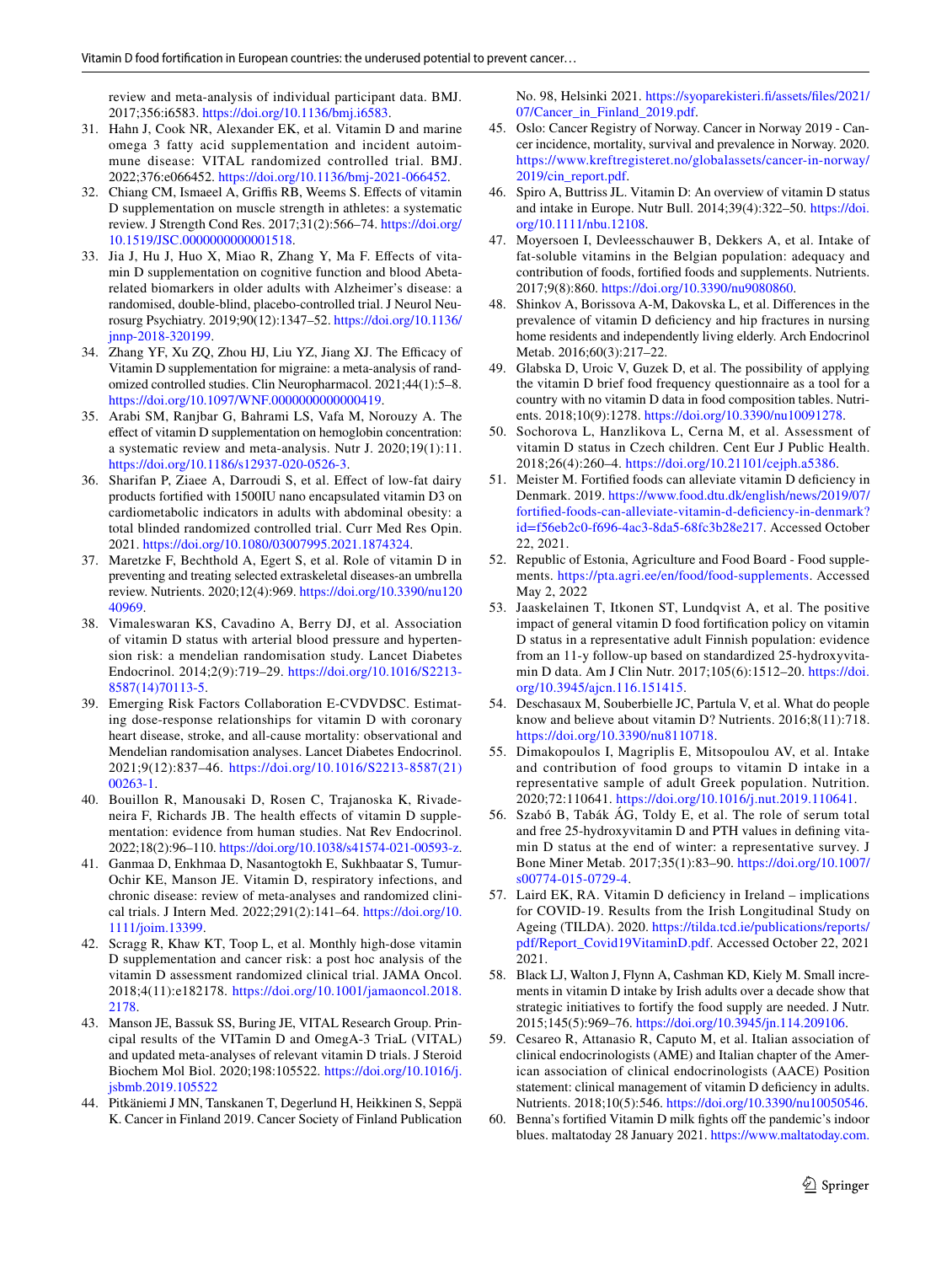review and meta-analysis of individual participant data. BMJ. 2017;356:i6583. https://doi.org/10.1136/bmj.i6583.

31. Hahn J, Cook NR, Alexander EK, et al. Vitamin D and marine omega 3 fatty acid supplementation and incident autoimmune disease: VITAL randomized controlled trial. BMJ. 2022;376:e066452. https://doi.org/10.1136/bmj-2021-066452.
32. Chiang CM, Ismaeel A, Griffis RB, Weems S. Effects of vitamin D supplementation on muscle strength in athletes: a systematic review. J Strength Cond Res. 2017;31(2):566–74. https://doi.org/10.1519/JSC.0000000000001518.
33. Jia J, Hu J, Huo X, Miao R, Zhang Y, Ma F. Effects of vitamin D supplementation on cognitive function and blood Abeta-related biomarkers in older adults with Alzheimer's disease: a randomised, double-blind, placebo-controlled trial. J Neurol Neurosurg Psychiatry. 2019;90(12):1347–52. https://doi.org/10.1136/jnnp-2018-320199.
34. Zhang YF, Xu ZQ, Zhou HJ, Liu YZ, Jiang XJ. The Efficacy of Vitamin D supplementation for migraine: a meta-analysis of randomized controlled studies. Clin Neuropharmacol. 2021;44(1):5–8. https://doi.org/10.1097/WNF.0000000000000419.
35. Arabi SM, Ranjbar G, Bahrami LS, Vafa M, Norouzy A. The effect of vitamin D supplementation on hemoglobin concentration: a systematic review and meta-analysis. Nutr J. 2020;19(1):11. https://doi.org/10.1186/s12937-020-0526-3.
36. Sharifan P, Ziaee A, Darroudi S, et al. Effect of low-fat dairy products fortified with 1500IU nano encapsulated vitamin D3 on cardiometabolic indicators in adults with abdominal obesity: a total blinded randomized controlled trial. Curr Med Res Opin. 2021. https://doi.org/10.1080/03007995.2021.1874324.
37. Maretzke F, Bechthold A, Egert S, et al. Role of vitamin D in preventing and treating selected extraskeletal diseases-an umbrella review. Nutrients. 2020;12(4):969. https://doi.org/10.3390/nu12040969.
38. Vimaleswaran KS, Cavadino A, Berry DJ, et al. Association of vitamin D status with arterial blood pressure and hypertension risk: a mendelian randomisation study. Lancet Diabetes Endocrinol. 2014;2(9):719–29. https://doi.org/10.1016/S2213-8587(14)70113-5.
39. Emerging Risk Factors Collaboration E-CVDVDSC. Estimating dose-response relationships for vitamin D with coronary heart disease, stroke, and all-cause mortality: observational and Mendelian randomisation analyses. Lancet Diabetes Endocrinol. 2021;9(12):837–46. https://doi.org/10.1016/S2213-8587(21)00263-1.
40. Bouillon R, Manousaki D, Rosen C, Trajanoska K, Rivadeneira F, Richards JB. The health effects of vitamin D supplementation: evidence from human studies. Nat Rev Endocrinol. 2022;18(2):96–110. https://doi.org/10.1038/s41574-021-00593-z.
41. Ganmaa D, Enkhmaa D, Nasantogtokh E, Sukhbaatar S, Tumur-Ochir KE, Manson JE. Vitamin D, respiratory infections, and chronic disease: review of meta-analyses and randomized clinical trials. J Intern Med. 2022;291(2):141–64. https://doi.org/10.1111/joim.13399.
42. Scragg R, Khaw KT, Toop L, et al. Monthly high-dose vitamin D supplementation and cancer risk: a post hoc analysis of the vitamin D assessment randomized clinical trial. JAMA Oncol. 2018;4(11):e182178. https://doi.org/10.1001/jamaoncol.2018.2178.
43. Manson JE, Bassuk SS, Buring JE, VITAL Research Group. Principal results of the VITamin D and OmegA-3 TriaL (VITAL) and updated meta-analyses of relevant vitamin D trials. J Steroid Biochem Mol Biol. 2020;198:105522. https://doi.org/10.1016/j.jsbmb.2019.105522
44. Pitkäniemi J MN, Tanskanen T, Degerlund H, Heikkinen S, Seppä K. Cancer in Finland 2019. Cancer Society of Finland Publication No. 98, Helsinki 2021. https://syoparekisteri.fi/assets/files/2021/07/Cancer_in_Finland_2019.pdf.
45. Oslo: Cancer Registry of Norway. Cancer in Norway 2019 - Cancer incidence, mortality, survival and prevalence in Norway. 2020. https://www.kreftregisteret.no/globalassets/cancer-in-norway/2019/cin_report.pdf.
46. Spiro A, Buttriss JL. Vitamin D: An overview of vitamin D status and intake in Europe. Nutr Bull. 2014;39(4):322–50. https://doi.org/10.1111/nbu.12108.
47. Moyersoen I, Devleesschauwer B, Dekkers A, et al. Intake of fat-soluble vitamins in the Belgian population: adequacy and contribution of foods, fortified foods and supplements. Nutrients. 2017;9(8):860. https://doi.org/10.3390/nu9080860.
48. Shinkov A, Borissova A-M, Dakovska L, et al. Differences in the prevalence of vitamin D deficiency and hip fractures in nursing home residents and independently living elderly. Arch Endocrinol Metab. 2016;60(3):217–22.
49. Glabska D, Uroic V, Guzek D, et al. The possibility of applying the vitamin D brief food frequency questionnaire as a tool for a country with no vitamin D data in food composition tables. Nutrients. 2018;10(9):1278. https://doi.org/10.3390/nu10091278.
50. Sochorova L, Hanzlikova L, Cerna M, et al. Assessment of vitamin D status in Czech children. Cent Eur J Public Health. 2018;26(4):260–4. https://doi.org/10.21101/cejph.a5386.
51. Meister M. Fortified foods can alleviate vitamin D deficiency in Denmark. 2019. https://www.food.dtu.dk/english/news/2019/07/fortified-foods-can-alleviate-vitamin-d-deficiency-in-denmark?id=f56eb2c0-f696-4ac3-8da5-68fc3b28e217. Accessed October 22, 2021.
52. Republic of Estonia, Agriculture and Food Board - Food supplements. https://pta.agri.ee/en/food/food-supplements. Accessed May 2, 2022
53. Jaaskelainen T, Itkonen ST, Lundqvist A, et al. The positive impact of general vitamin D food fortification policy on vitamin D status in a representative adult Finnish population: evidence from an 11-y follow-up based on standardized 25-hydroxyvitamin D data. Am J Clin Nutr. 2017;105(6):1512–20. https://doi.org/10.3945/ajcn.116.151415.
54. Deschasaux M, Souberbielle JC, Partula V, et al. What do people know and believe about vitamin D? Nutrients. 2016;8(11):718. https://doi.org/10.3390/nu8110718.
55. Dimakopoulos I, Magriplis E, Mitsopoulou AV, et al. Intake and contribution of food groups to vitamin D intake in a representative sample of adult Greek population. Nutrition. 2020;72:110641. https://doi.org/10.1016/j.nut.2019.110641.
56. Szabó B, Tabák ÁG, Toldy E, et al. The role of serum total and free 25-hydroxyvitamin D and PTH values in defining vitamin D status at the end of winter: a representative survey. J Bone Miner Metab. 2017;35(1):83–90. https://doi.org/10.1007/s00774-015-0729-4.
57. Laird EK, RA. Vitamin D deficiency in Ireland – implications for COVID-19. Results from the Irish Longitudinal Study on Ageing (TILDA). 2020. https://tilda.tcd.ie/publications/reports/pdf/Report_Covid19VitaminD.pdf. Accessed October 22, 2021 2021.
58. Black LJ, Walton J, Flynn A, Cashman KD, Kiely M. Small increments in vitamin D intake by Irish adults over a decade show that strategic initiatives to fortify the food supply are needed. J Nutr. 2015;145(5):969–76. https://doi.org/10.3945/jn.114.209106.
59. Cesareo R, Attanasio R, Caputo M, et al. Italian association of clinical endocrinologists (AME) and Italian chapter of the American association of clinical endocrinologists (AACE) Position statement: clinical management of vitamin D deficiency in adults. Nutrients. 2018;10(5):546. https://doi.org/10.3390/nu10050546.
60. Benna's fortified Vitamin D milk fights off the pandemic's indoor blues. maltatoday 28 January 2021. https://www.maltatoday.com.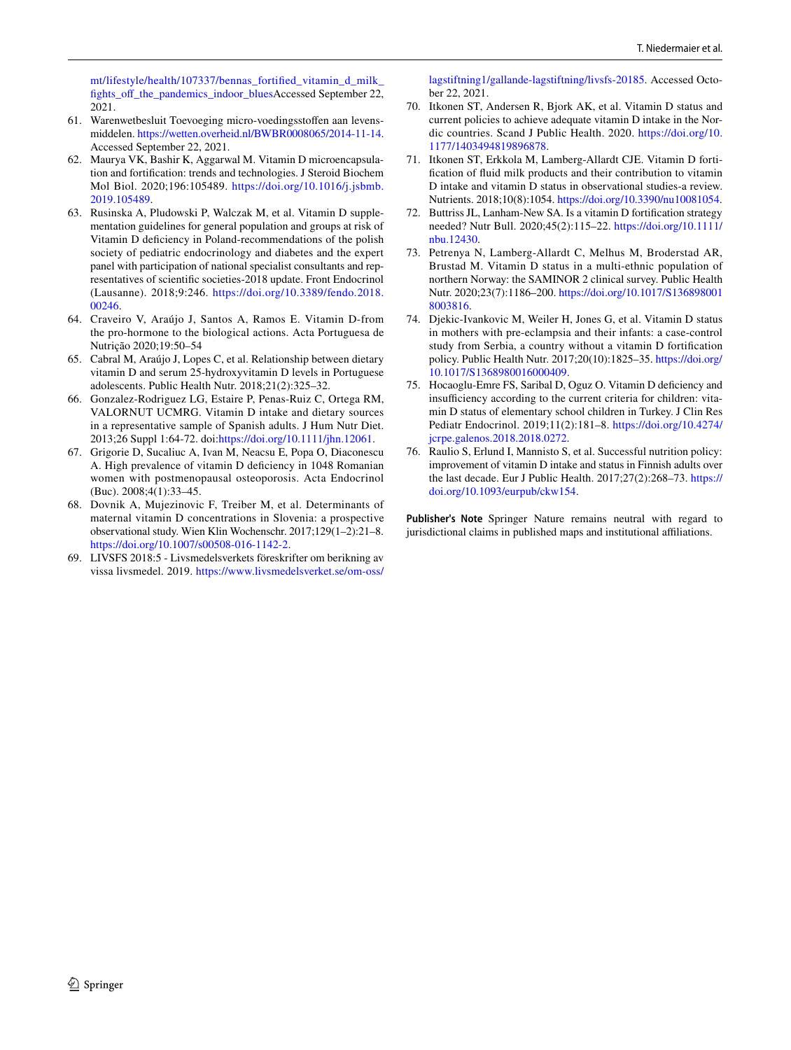mt/lifestyle/health/107337/bennas_fortified_vitamin_d_milk_fights_off_the_pandemics_indoor_bluesAccessed September 22, 2021.

61. Warenwetbesluit Toevoeging micro-voedingsstoffen aan levensmiddelen. https://wetten.overheid.nl/BWBR0008065/2014-11-14. Accessed September 22, 2021.
62. Maurya VK, Bashir K, Aggarwal M. Vitamin D microencapsulation and fortification: trends and technologies. J Steroid Biochem Mol Biol. 2020;196:105489. https://doi.org/10.1016/j.jsbmb.2019.105489.
63. Rusinska A, Pludowski P, Walczak M, et al. Vitamin D supplementation guidelines for general population and groups at risk of Vitamin D deficiency in Poland-recommendations of the polish society of pediatric endocrinology and diabetes and the expert panel with participation of national specialist consultants and representatives of scientific societies-2018 update. Front Endocrinol (Lausanne). 2018;9:246. https://doi.org/10.3389/fendo.2018.00246.
64. Craveiro V, Araújo J, Santos A, Ramos E. Vitamin D-from the pro-hormone to the biological actions. Acta Portuguesa de Nutrição 2020;19:50–54
65. Cabral M, Araújo J, Lopes C, et al. Relationship between dietary vitamin D and serum 25-hydroxyvitamin D levels in Portuguese adolescents. Public Health Nutr. 2018;21(2):325–32.
66. Gonzalez-Rodriguez LG, Estaire P, Penas-Ruiz C, Ortega RM, VALORNUT UCMRG. Vitamin D intake and dietary sources in a representative sample of Spanish adults. J Hum Nutr Diet. 2013;26 Suppl 1:64-72. doi:https://doi.org/10.1111/jhn.12061.
67. Grigorie D, Sucaliuc A, Ivan M, Neacsu E, Popa O, Diaconescu A. High prevalence of vitamin D deficiency in 1048 Romanian women with postmenopausal osteoporosis. Acta Endocrinol (Buc). 2008;4(1):33–45.
68. Dovnik A, Mujezinovic F, Treiber M, et al. Determinants of maternal vitamin D concentrations in Slovenia: a prospective observational study. Wien Klin Wochenschr. 2017;129(1–2):21–8. https://doi.org/10.1007/s00508-016-1142-2.
69. LIVSFS 2018:5 - Livsmedelsverkets föreskrifter om berikning av vissa livsmedel. 2019. https://www.livsmedelsverket.se/om-oss/lagstiftning1/gallande-lagstiftning/livsfs-20185. Accessed October 22, 2021.
70. Itkonen ST, Andersen R, Bjork AK, et al. Vitamin D status and current policies to achieve adequate vitamin D intake in the Nordic countries. Scand J Public Health. 2020. https://doi.org/10.1177/1403494819896878.
71. Itkonen ST, Erkkola M, Lamberg-Allardt CJE. Vitamin D fortification of fluid milk products and their contribution to vitamin D intake and vitamin D status in observational studies-a review. Nutrients. 2018;10(8):1054. https://doi.org/10.3390/nu10081054.
72. Buttriss JL, Lanham-New SA. Is a vitamin D fortification strategy needed? Nutr Bull. 2020;45(2):115–22. https://doi.org/10.1111/nbu.12430.
73. Petrenya N, Lamberg-Allardt C, Melhus M, Broderstad AR, Brustad M. Vitamin D status in a multi-ethnic population of northern Norway: the SAMINOR 2 clinical survey. Public Health Nutr. 2020;23(7):1186–200. https://doi.org/10.1017/S1368980018003816.
74. Djekic-Ivankovic M, Weiler H, Jones G, et al. Vitamin D status in mothers with pre-eclampsia and their infants: a case-control study from Serbia, a country without a vitamin D fortification policy. Public Health Nutr. 2017;20(10):1825–35. https://doi.org/10.1017/S1368980016000409.
75. Hocaoglu-Emre FS, Saribal D, Oguz O. Vitamin D deficiency and insufficiency according to the current criteria for children: vitamin D status of elementary school children in Turkey. J Clin Res Pediatr Endocrinol. 2019;11(2):181–8. https://doi.org/10.4274/jcrpe.galenos.2018.2018.0272.
76. Raulio S, Erlund I, Mannisto S, et al. Successful nutrition policy: improvement of vitamin D intake and status in Finnish adults over the last decade. Eur J Public Health. 2017;27(2):268–73. https://doi.org/10.1093/eurpub/ckw154.

**Publisher's Note** Springer Nature remains neutral with regard to jurisdictional claims in published maps and institutional affiliations.